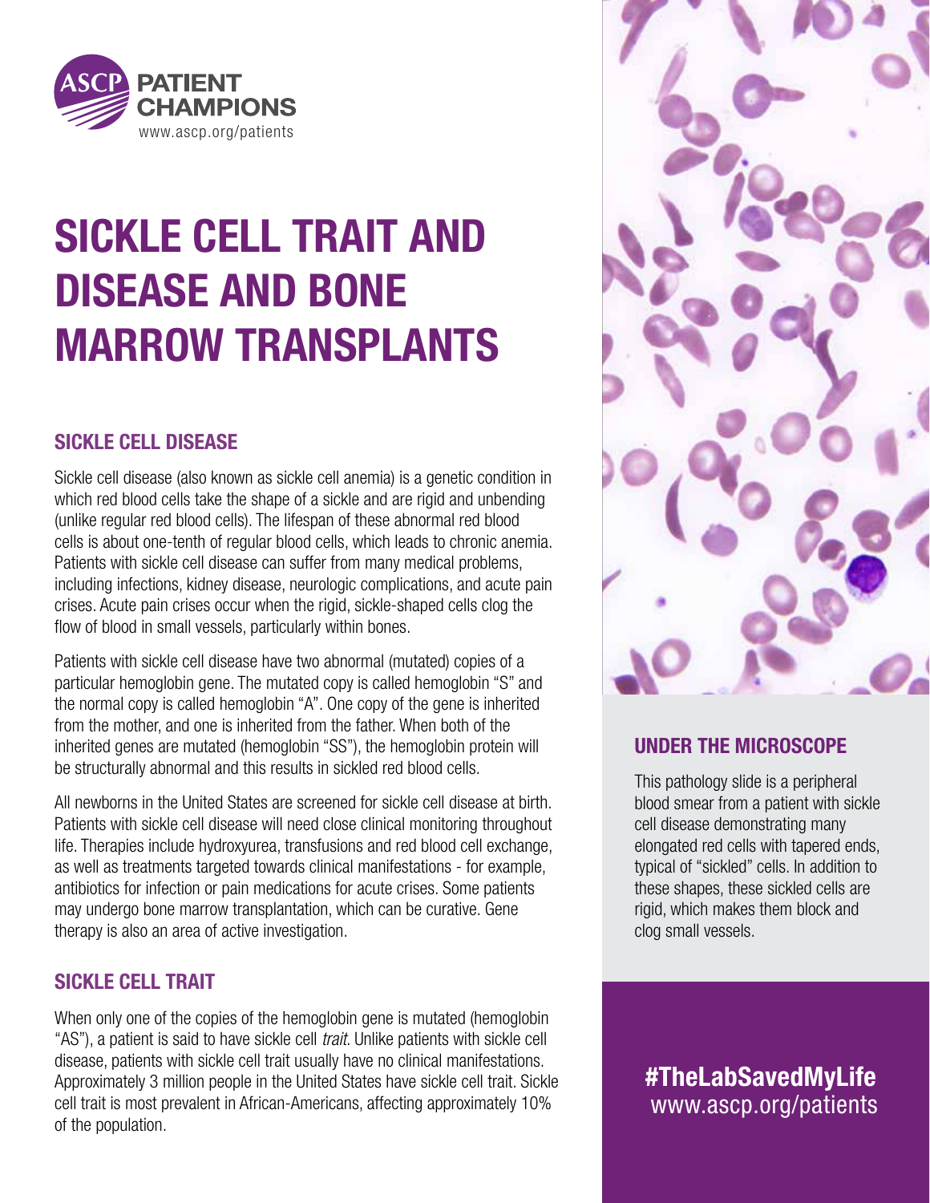ASCP PATIENT CHAMPIONS
www.ascp.org/patients

# SICKLE CELL TRAIT AND DISEASE AND BONE MARROW TRANSPLANTS

## SICKLE CELL DISEASE

Sickle cell disease (also known as sickle cell anemia) is a genetic condition in which red blood cells take the shape of a sickle and are rigid and unbending (unlike regular red blood cells). The lifespan of these abnormal red blood cells is about one-tenth of regular blood cells, which leads to chronic anemia. Patients with sickle cell disease can suffer from many medical problems, including infections, kidney disease, neurologic complications, and acute pain crises. Acute pain crises occur when the rigid, sickle-shaped cells clog the flow of blood in small vessels, particularly within bones.

Patients with sickle cell disease have two abnormal (mutated) copies of a particular hemoglobin gene. The mutated copy is called hemoglobin "S" and the normal copy is called hemoglobin "A". One copy of the gene is inherited from the mother, and one is inherited from the father. When both of the inherited genes are mutated (hemoglobin "SS"), the hemoglobin protein will be structurally abnormal and this results in sickled red blood cells.

All newborns in the United States are screened for sickle cell disease at birth. Patients with sickle cell disease will need close clinical monitoring throughout life. Therapies include hydroxyurea, transfusions and red blood cell exchange, as well as treatments targeted towards clinical manifestations - for example, antibiotics for infection or pain medications for acute crises. Some patients may undergo bone marrow transplantation, which can be curative. Gene therapy is also an area of active investigation.

## SICKLE CELL TRAIT

When only one of the copies of the hemoglobin gene is mutated (hemoglobin "AS"), a patient is said to have sickle cell *trait*. Unlike patients with sickle cell disease, patients with sickle cell trait usually have no clinical manifestations. Approximately 3 million people in the United States have sickle cell trait. Sickle cell trait is most prevalent in African-Americans, affecting approximately 10% of the population.

## UNDER THE MICROSCOPE

This pathology slide is a peripheral blood smear from a patient with sickle cell disease demonstrating many elongated red cells with tapered ends, typical of "sickled" cells. In addition to these shapes, these sickled cells are rigid, which makes them block and clog small vessels.

**#TheLabSavedMyLife**
www.ascp.org/patients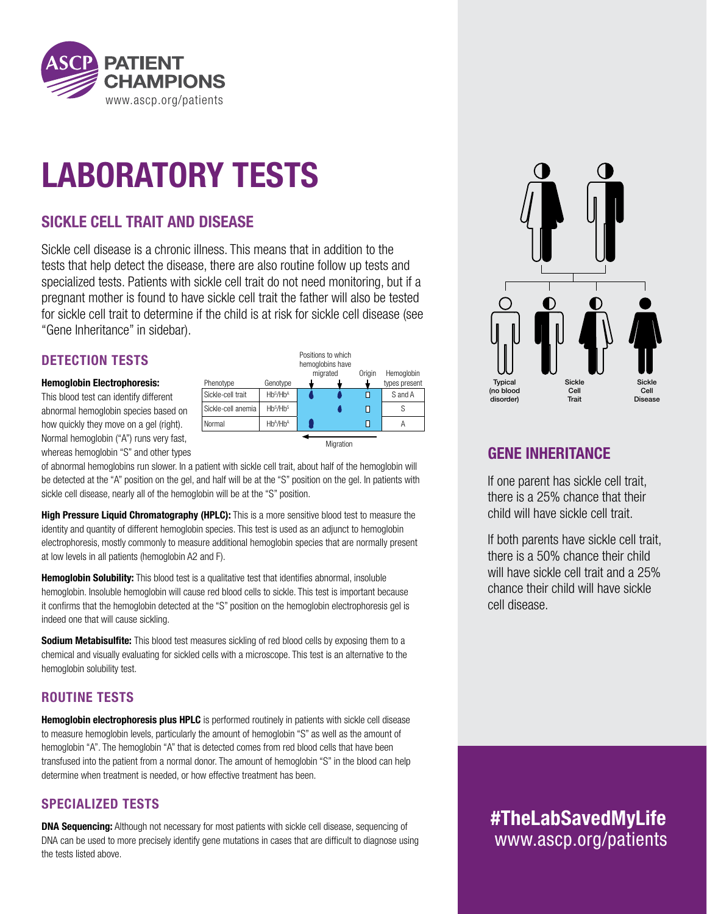# LABORATORY TESTS

## SICKLE CELL TRAIT AND DISEASE

Sickle cell disease is a chronic illness. This means that in addition to the tests that help detect the disease, there are also routine follow up tests and specialized tests. Patients with sickle cell trait do not need monitoring, but if a pregnant mother is found to have sickle cell trait the father will also be tested for sickle cell trait to determine if the child is at risk for sickle cell disease (see "Gene Inheritance" in sidebar).

### DETECTION TESTS

**Hemoglobin Electrophoresis:** This blood test can identify different abnormal hemoglobin species based on how quickly they move on a gel (right). Normal hemoglobin ("A") runs very fast, whereas hemoglobin "S" and other types of abnormal hemoglobins run slower. In a patient with sickle cell trait, about half of the hemoglobin will be detected at the "A" position on the gel, and half will be at the "S" position on the gel. In patients with sickle cell disease, nearly all of the hemoglobin will be at the "S" position.

| Phenotype | Genotype | Positions to which hemoglobins have migrated | | Origin | Hemoglobin types present |
|---|---|---|---|---|---|
| Sickle-cell trait | $Hb^S/Hb^A$ | ● | ● | □ | S and A |
| Sickle-cell anemia | $Hb^S/Hb^S$ | | ● | □ | S |
| Normal | $Hb^A/Hb^A$ | ● | | □ | A |

← Migration

**High Pressure Liquid Chromatography (HPLC):** This is a more sensitive blood test to measure the identity and quantity of different hemoglobin species. This test is used as an adjunct to hemoglobin electrophoresis, mostly commonly to measure additional hemoglobin species that are normally present at low levels in all patients (hemoglobin A2 and F).

**Hemoglobin Solubility:** This blood test is a qualitative test that identifies abnormal, insoluble hemoglobin. Insoluble hemoglobin will cause red blood cells to sickle. This test is important because it confirms that the hemoglobin detected at the "S" position on the hemoglobin electrophoresis gel is indeed one that will cause sickling.

**Sodium Metabisulfite:** This blood test measures sickling of red blood cells by exposing them to a chemical and visually evaluating for sickled cells with a microscope. This test is an alternative to the hemoglobin solubility test.

### ROUTINE TESTS

**Hemoglobin electrophoresis plus HPLC** is performed routinely in patients with sickle cell disease to measure hemoglobin levels, particularly the amount of hemoglobin "S" as well as the amount of hemoglobin "A". The hemoglobin "A" that is detected comes from red blood cells that have been transfused into the patient from a normal donor. The amount of hemoglobin "S" in the blood can help determine when treatment is needed, or how effective treatment has been.

### SPECIALIZED TESTS

**DNA Sequencing:** Although not necessary for most patients with sickle cell disease, sequencing of DNA can be used to more precisely identify gene mutations in cases that are difficult to diagnose using the tests listed above.

Typical (no blood disorder) | Sickle Cell Trait | Sickle Cell Disease

## GENE INHERITANCE

If one parent has sickle cell trait, there is a 25% chance that their child will have sickle cell trait.

If both parents have sickle cell trait, there is a 50% chance their child will have sickle cell trait and a 25% chance their child will have sickle cell disease.

**#TheLabSavedMyLife**
www.ascp.org/patients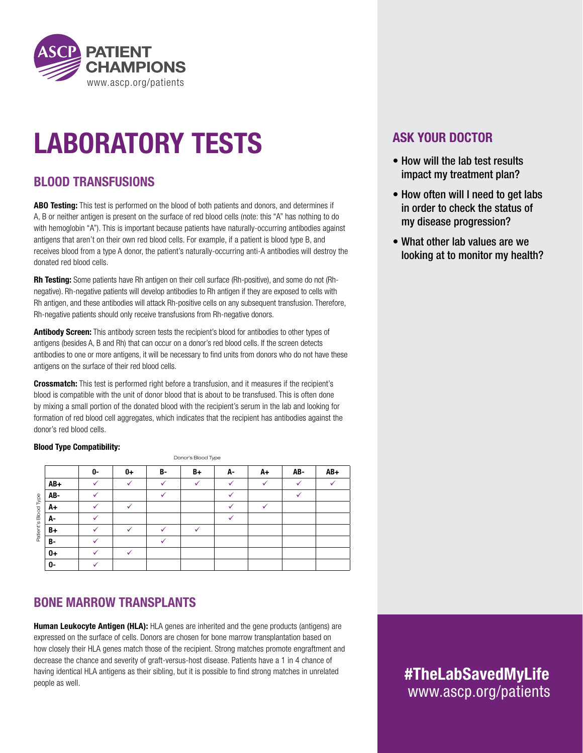# LABORATORY TESTS

## BLOOD TRANSFUSIONS

**ABO Testing:** This test is performed on the blood of both patients and donors, and determines if A, B or neither antigen is present on the surface of red blood cells (note: this "A" has nothing to do with hemoglobin "A"). This is important because patients have naturally-occurring antibodies against antigens that aren't on their own red blood cells. For example, if a patient is blood type B, and receives blood from a type A donor, the patient's naturally-occurring anti-A antibodies will destroy the donated red blood cells.

**Rh Testing:** Some patients have Rh antigen on their cell surface (Rh-positive), and some do not (Rh-negative). Rh-negative patients will develop antibodies to Rh antigen if they are exposed to cells with Rh antigen, and these antibodies will attack Rh-positive cells on any subsequent transfusion. Therefore, Rh-negative patients should only receive transfusions from Rh-negative donors.

**Antibody Screen:** This antibody screen tests the recipient's blood for antibodies to other types of antigens (besides A, B and Rh) that can occur on a donor's red blood cells. If the screen detects antibodies to one or more antigens, it will be necessary to find units from donors who do not have these antigens on the surface of their red blood cells.

**Crossmatch:** This test is performed right before a transfusion, and it measures if the recipient's blood is compatible with the unit of donor blood that is about to be transfused. This is often done by mixing a small portion of the donated blood with the recipient's serum in the lab and looking for formation of red blood cell aggregates, which indicates that the recipient has antibodies against the donor's red blood cells.

**Blood Type Compatibility:**

| Patient's Blood Type \ Donor's Blood Type | 0- | 0+ | B- | B+ | A- | A+ | AB- | AB+ |
|---|---|---|---|---|---|---|---|---|
| AB+ | ✓ | ✓ | ✓ | ✓ | ✓ | ✓ | ✓ | ✓ |
| AB- | ✓ | | ✓ | | ✓ | | ✓ | |
| A+ | ✓ | ✓ | | | ✓ | ✓ | | |
| A- | ✓ | | | | ✓ | | | |
| B+ | ✓ | ✓ | ✓ | ✓ | | | | |
| B- | ✓ | | ✓ | | | | | |
| 0+ | ✓ | ✓ | | | | | | |
| 0- | ✓ | | | | | | | |

## BONE MARROW TRANSPLANTS

**Human Leukocyte Antigen (HLA):** HLA genes are inherited and the gene products (antigens) are expressed on the surface of cells. Donors are chosen for bone marrow transplantation based on how closely their HLA genes match those of the recipient. Strong matches promote engraftment and decrease the chance and severity of graft-versus-host disease. Patients have a 1 in 4 chance of having identical HLA antigens as their sibling, but it is possible to find strong matches in unrelated people as well.

## ASK YOUR DOCTOR

- How will the lab test results impact my treatment plan?
- How often will I need to get labs in order to check the status of my disease progression?
- What other lab values are we looking at to monitor my health?

**#TheLabSavedMyLife**
www.ascp.org/patients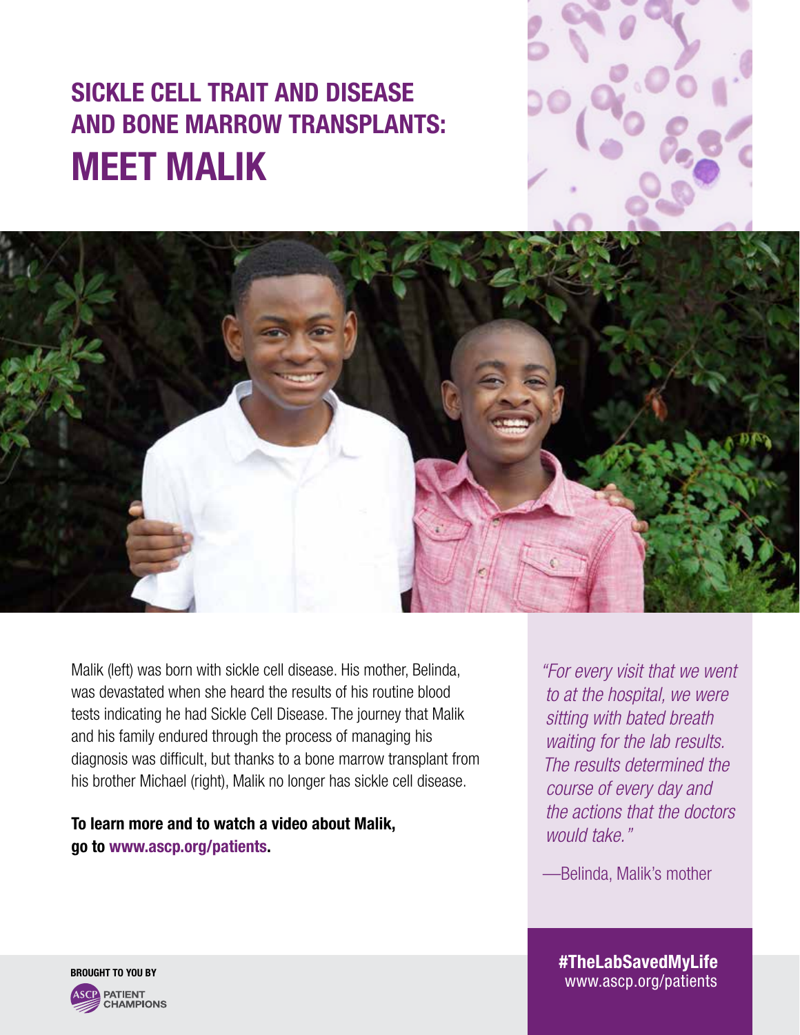# SICKLE CELL TRAIT AND DISEASE AND BONE MARROW TRANSPLANTS:

# MEET MALIK

Malik (left) was born with sickle cell disease. His mother, Belinda, was devastated when she heard the results of his routine blood tests indicating he had Sickle Cell Disease. The journey that Malik and his family endured through the process of managing his diagnosis was difficult, but thanks to a bone marrow transplant from his brother Michael (right), Malik no longer has sickle cell disease.

**To learn more and to watch a video about Malik, go to www.ascp.org/patients.**

*"For every visit that we went to at the hospital, we were sitting with bated breath waiting for the lab results. The results determined the course of every day and the actions that the doctors would take."*

—Belinda, Malik's mother

**BROUGHT TO YOU BY**

ASCP PATIENT CHAMPIONS

**#TheLabSavedMyLife**
www.ascp.org/patients